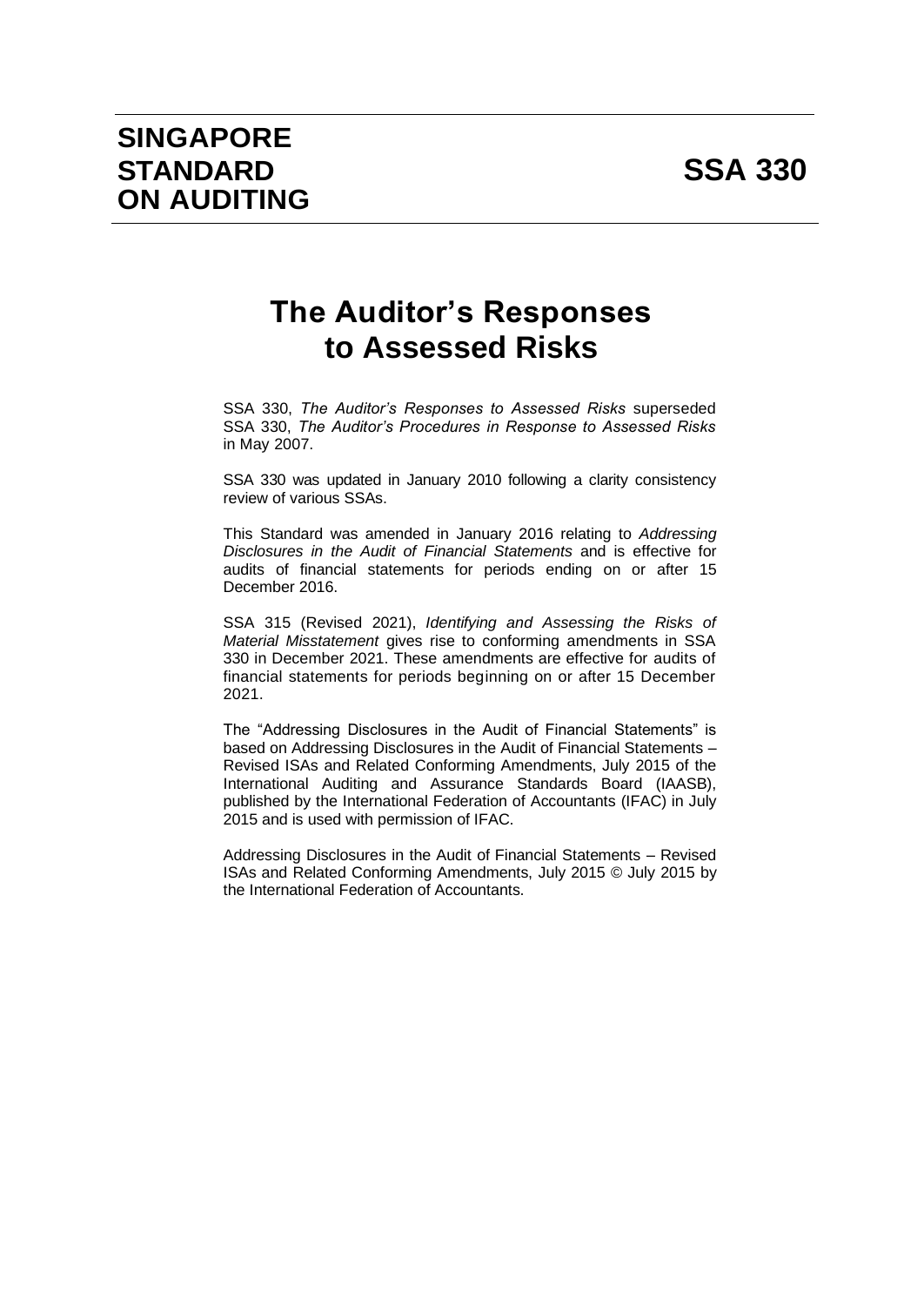# SINGAPORE STANDARD ON AUDITING

# SSA 330

# The Auditor's Responses to Assessed Risks

SSA 330, *The Auditor's Responses to Assessed Risks* superseded SSA 330, *The Auditor's Procedures in Response to Assessed Risks* in May 2007.

SSA 330 was updated in January 2010 following a clarity consistency review of various SSAs.

This Standard was amended in January 2016 relating to *Addressing Disclosures in the Audit of Financial Statements* and is effective for audits of financial statements for periods ending on or after 15 December 2016.

SSA 315 (Revised 2021), *Identifying and Assessing the Risks of Material Misstatement* gives rise to conforming amendments in SSA 330 in December 2021. These amendments are effective for audits of financial statements for periods beginning on or after 15 December 2021.

The "Addressing Disclosures in the Audit of Financial Statements" is based on Addressing Disclosures in the Audit of Financial Statements – Revised ISAs and Related Conforming Amendments, July 2015 of the International Auditing and Assurance Standards Board (IAASB), published by the International Federation of Accountants (IFAC) in July 2015 and is used with permission of IFAC.

Addressing Disclosures in the Audit of Financial Statements – Revised ISAs and Related Conforming Amendments, July 2015 © July 2015 by the International Federation of Accountants.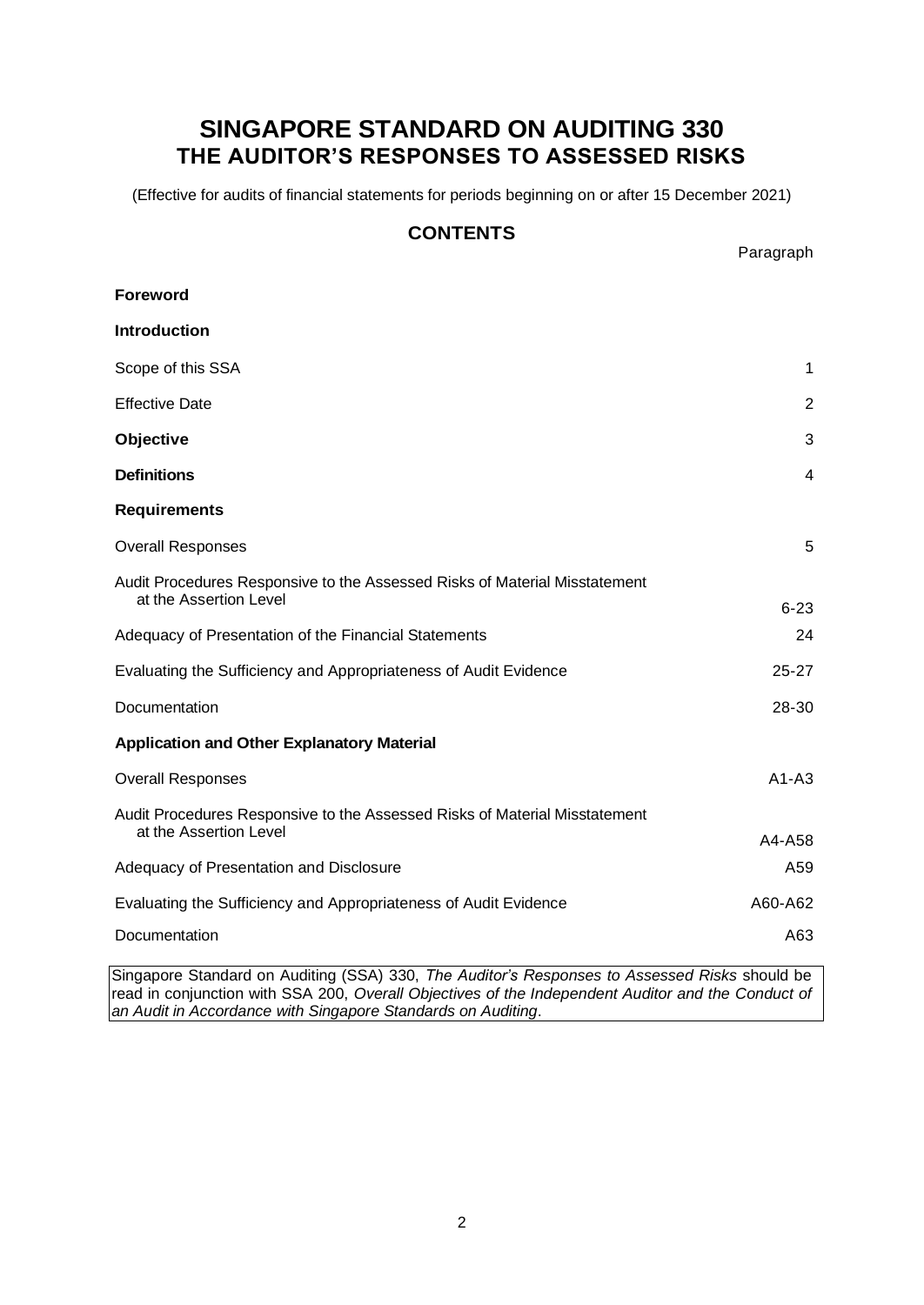# SINGAPORE STANDARD ON AUDITING 330
## THE AUDITOR'S RESPONSES TO ASSESSED RISKS

(Effective for audits of financial statements for periods beginning on or after 15 December 2021)

### CONTENTS

| | Paragraph |
|---|---|
| **Foreword** | |
| **Introduction** | |
| Scope of this SSA | 1 |
| Effective Date | 2 |
| **Objective** | 3 |
| **Definitions** | 4 |
| **Requirements** | |
| Overall Responses | 5 |
| Audit Procedures Responsive to the Assessed Risks of Material Misstatement at the Assertion Level | 6-23 |
| Adequacy of Presentation of the Financial Statements | 24 |
| Evaluating the Sufficiency and Appropriateness of Audit Evidence | 25-27 |
| Documentation | 28-30 |
| **Application and Other Explanatory Material** | |
| Overall Responses | A1-A3 |
| Audit Procedures Responsive to the Assessed Risks of Material Misstatement at the Assertion Level | A4-A58 |
| Adequacy of Presentation and Disclosure | A59 |
| Evaluating the Sufficiency and Appropriateness of Audit Evidence | A60-A62 |
| Documentation | A63 |

Singapore Standard on Auditing (SSA) 330, *The Auditor's Responses to Assessed Risks* should be read in conjunction with SSA 200, *Overall Objectives of the Independent Auditor and the Conduct of an Audit in Accordance with Singapore Standards on Auditing*.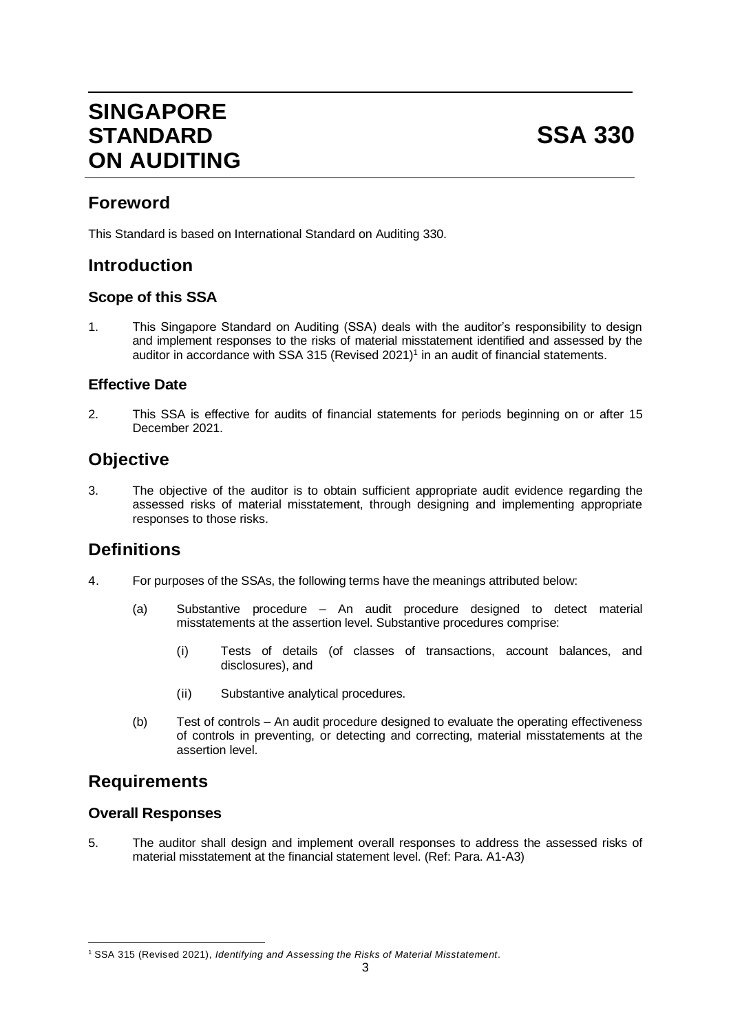# SINGAPORE STANDARD ON AUDITING

# SSA 330

## Foreword

This Standard is based on International Standard on Auditing 330.

## Introduction

### Scope of this SSA

1. This Singapore Standard on Auditing (SSA) deals with the auditor's responsibility to design and implement responses to the risks of material misstatement identified and assessed by the auditor in accordance with SSA 315 (Revised 2021)[1] in an audit of financial statements.

### Effective Date

2. This SSA is effective for audits of financial statements for periods beginning on or after 15 December 2021.

## Objective

3. The objective of the auditor is to obtain sufficient appropriate audit evidence regarding the assessed risks of material misstatement, through designing and implementing appropriate responses to those risks.

## Definitions

4. For purposes of the SSAs, the following terms have the meanings attributed below:

   (a) Substantive procedure – An audit procedure designed to detect material misstatements at the assertion level. Substantive procedures comprise:

      (i) Tests of details (of classes of transactions, account balances, and disclosures), and

      (ii) Substantive analytical procedures.

   (b) Test of controls – An audit procedure designed to evaluate the operating effectiveness of controls in preventing, or detecting and correcting, material misstatements at the assertion level.

## Requirements

### Overall Responses

5. The auditor shall design and implement overall responses to address the assessed risks of material misstatement at the financial statement level. (Ref: Para. A1-A3)

---

[1] SSA 315 (Revised 2021), *Identifying and Assessing the Risks of Material Misstatement*.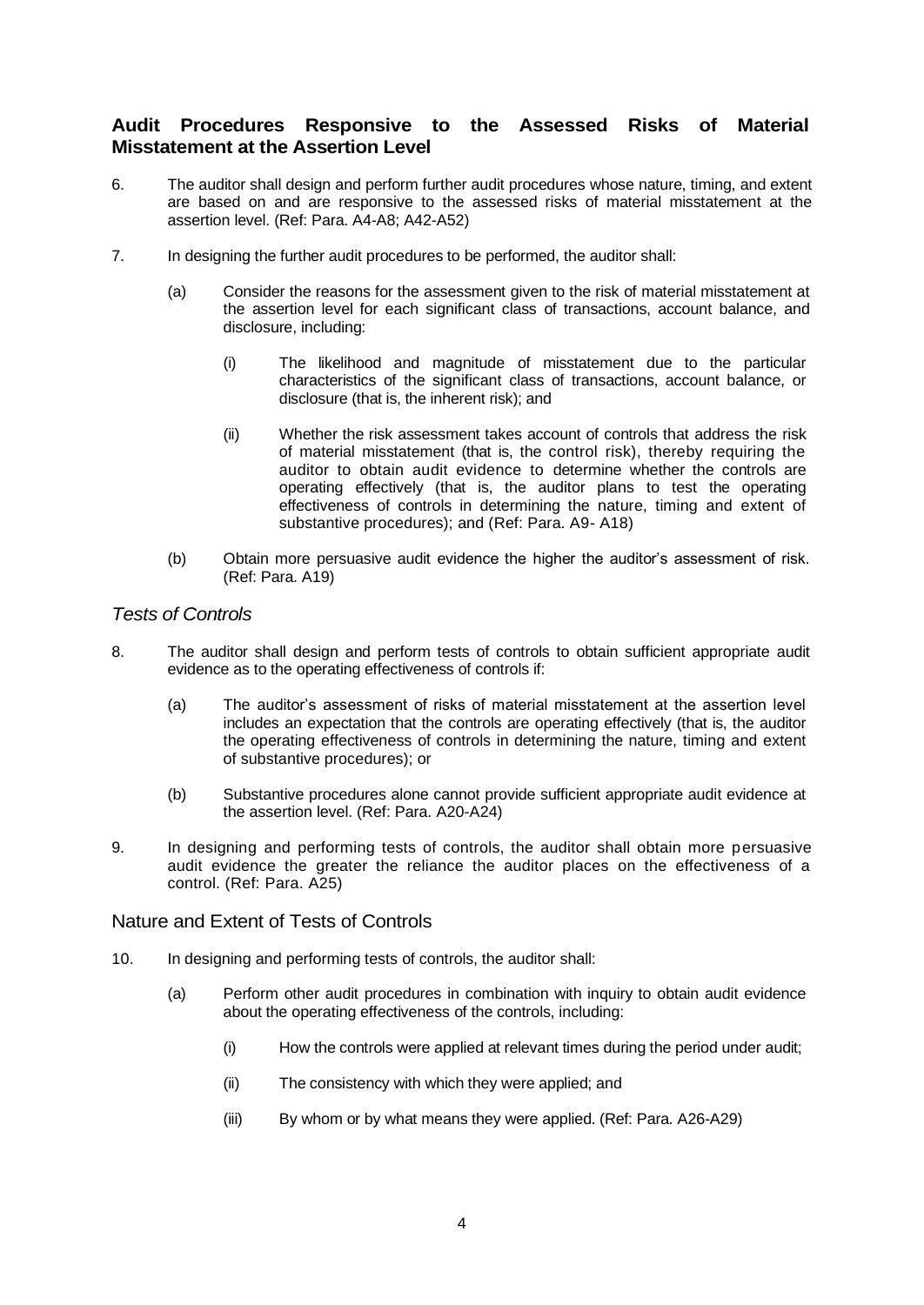## Audit Procedures Responsive to the Assessed Risks of Material Misstatement at the Assertion Level

6. The auditor shall design and perform further audit procedures whose nature, timing, and extent are based on and are responsive to the assessed risks of material misstatement at the assertion level. (Ref: Para. A4-A8; A42-A52)

7. In designing the further audit procedures to be performed, the auditor shall:

   (a) Consider the reasons for the assessment given to the risk of material misstatement at the assertion level for each significant class of transactions, account balance, and disclosure, including:

      (i) The likelihood and magnitude of misstatement due to the particular characteristics of the significant class of transactions, account balance, or disclosure (that is, the inherent risk); and

      (ii) Whether the risk assessment takes account of controls that address the risk of material misstatement (that is, the control risk), thereby requiring the auditor to obtain audit evidence to determine whether the controls are operating effectively (that is, the auditor plans to test the operating effectiveness of controls in determining the nature, timing and extent of substantive procedures); and (Ref: Para. A9- A18)

   (b) Obtain more persuasive audit evidence the higher the auditor's assessment of risk. (Ref: Para. A19)

### *Tests of Controls*

8. The auditor shall design and perform tests of controls to obtain sufficient appropriate audit evidence as to the operating effectiveness of controls if:

   (a) The auditor's assessment of risks of material misstatement at the assertion level includes an expectation that the controls are operating effectively (that is, the auditor the operating effectiveness of controls in determining the nature, timing and extent of substantive procedures); or

   (b) Substantive procedures alone cannot provide sufficient appropriate audit evidence at the assertion level. (Ref: Para. A20-A24)

9. In designing and performing tests of controls, the auditor shall obtain more persuasive audit evidence the greater the reliance the auditor places on the effectiveness of a control. (Ref: Para. A25)

### Nature and Extent of Tests of Controls

10. In designing and performing tests of controls, the auditor shall:

   (a) Perform other audit procedures in combination with inquiry to obtain audit evidence about the operating effectiveness of the controls, including:

      (i) How the controls were applied at relevant times during the period under audit;

      (ii) The consistency with which they were applied; and

      (iii) By whom or by what means they were applied. (Ref: Para. A26-A29)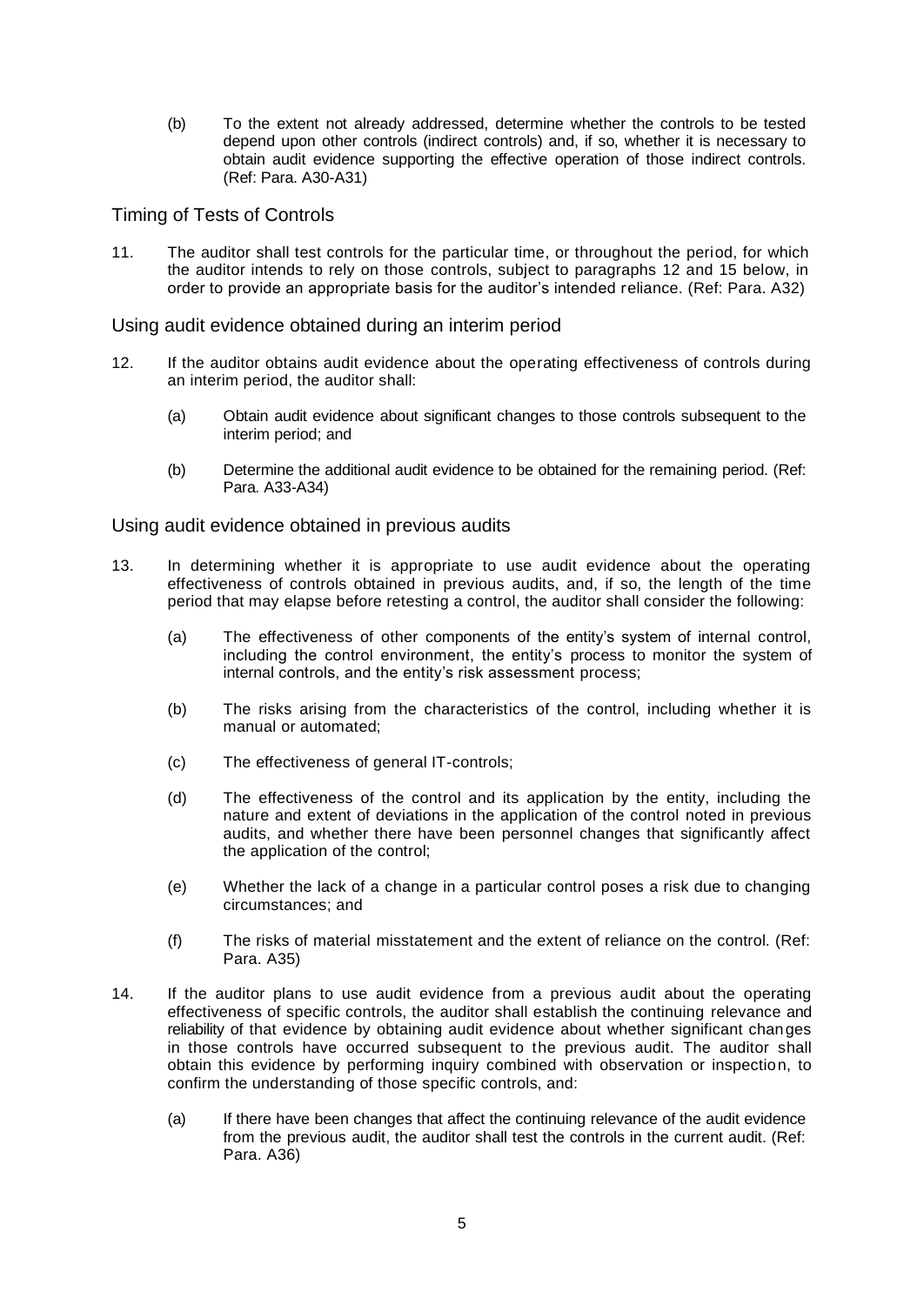(b) To the extent not already addressed, determine whether the controls to be tested depend upon other controls (indirect controls) and, if so, whether it is necessary to obtain audit evidence supporting the effective operation of those indirect controls. (Ref: Para. A30-A31)

## Timing of Tests of Controls

11. The auditor shall test controls for the particular time, or throughout the period, for which the auditor intends to rely on those controls, subject to paragraphs 12 and 15 below, in order to provide an appropriate basis for the auditor's intended reliance. (Ref: Para. A32)

### Using audit evidence obtained during an interim period

12. If the auditor obtains audit evidence about the operating effectiveness of controls during an interim period, the auditor shall:

    (a) Obtain audit evidence about significant changes to those controls subsequent to the interim period; and

    (b) Determine the additional audit evidence to be obtained for the remaining period. (Ref: Para. A33-A34)

### Using audit evidence obtained in previous audits

13. In determining whether it is appropriate to use audit evidence about the operating effectiveness of controls obtained in previous audits, and, if so, the length of the time period that may elapse before retesting a control, the auditor shall consider the following:

    (a) The effectiveness of other components of the entity's system of internal control, including the control environment, the entity's process to monitor the system of internal controls, and the entity's risk assessment process;

    (b) The risks arising from the characteristics of the control, including whether it is manual or automated;

    (c) The effectiveness of general IT-controls;

    (d) The effectiveness of the control and its application by the entity, including the nature and extent of deviations in the application of the control noted in previous audits, and whether there have been personnel changes that significantly affect the application of the control;

    (e) Whether the lack of a change in a particular control poses a risk due to changing circumstances; and

    (f) The risks of material misstatement and the extent of reliance on the control. (Ref: Para. A35)

14. If the auditor plans to use audit evidence from a previous audit about the operating effectiveness of specific controls, the auditor shall establish the continuing relevance and reliability of that evidence by obtaining audit evidence about whether significant changes in those controls have occurred subsequent to the previous audit. The auditor shall obtain this evidence by performing inquiry combined with observation or inspection, to confirm the understanding of those specific controls, and:

    (a) If there have been changes that affect the continuing relevance of the audit evidence from the previous audit, the auditor shall test the controls in the current audit. (Ref: Para. A36)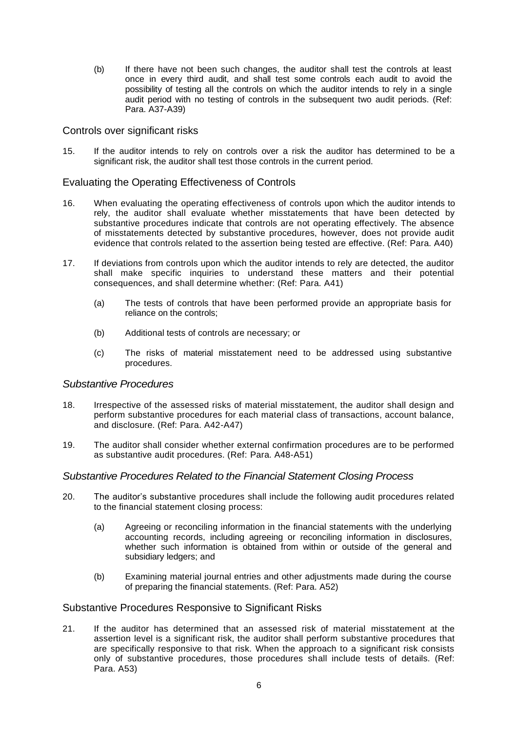(b) If there have not been such changes, the auditor shall test the controls at least once in every third audit, and shall test some controls each audit to avoid the possibility of testing all the controls on which the auditor intends to rely in a single audit period with no testing of controls in the subsequent two audit periods. (Ref: Para. A37-A39)

### Controls over significant risks

15. If the auditor intends to rely on controls over a risk the auditor has determined to be a significant risk, the auditor shall test those controls in the current period.

### Evaluating the Operating Effectiveness of Controls

16. When evaluating the operating effectiveness of controls upon which the auditor intends to rely, the auditor shall evaluate whether misstatements that have been detected by substantive procedures indicate that controls are not operating effectively. The absence of misstatements detected by substantive procedures, however, does not provide audit evidence that controls related to the assertion being tested are effective. (Ref: Para. A40)

17. If deviations from controls upon which the auditor intends to rely are detected, the auditor shall make specific inquiries to understand these matters and their potential consequences, and shall determine whether: (Ref: Para. A41)

    (a) The tests of controls that have been performed provide an appropriate basis for reliance on the controls;

    (b) Additional tests of controls are necessary; or

    (c) The risks of material misstatement need to be addressed using substantive procedures.

### *Substantive Procedures*

18. Irrespective of the assessed risks of material misstatement, the auditor shall design and perform substantive procedures for each material class of transactions, account balance, and disclosure. (Ref: Para. A42-A47)

19. The auditor shall consider whether external confirmation procedures are to be performed as substantive audit procedures. (Ref: Para. A48-A51)

### *Substantive Procedures Related to the Financial Statement Closing Process*

20. The auditor's substantive procedures shall include the following audit procedures related to the financial statement closing process:

    (a) Agreeing or reconciling information in the financial statements with the underlying accounting records, including agreeing or reconciling information in disclosures, whether such information is obtained from within or outside of the general and subsidiary ledgers; and

    (b) Examining material journal entries and other adjustments made during the course of preparing the financial statements. (Ref: Para. A52)

### Substantive Procedures Responsive to Significant Risks

21. If the auditor has determined that an assessed risk of material misstatement at the assertion level is a significant risk, the auditor shall perform substantive procedures that are specifically responsive to that risk. When the approach to a significant risk consists only of substantive procedures, those procedures shall include tests of details. (Ref: Para. A53)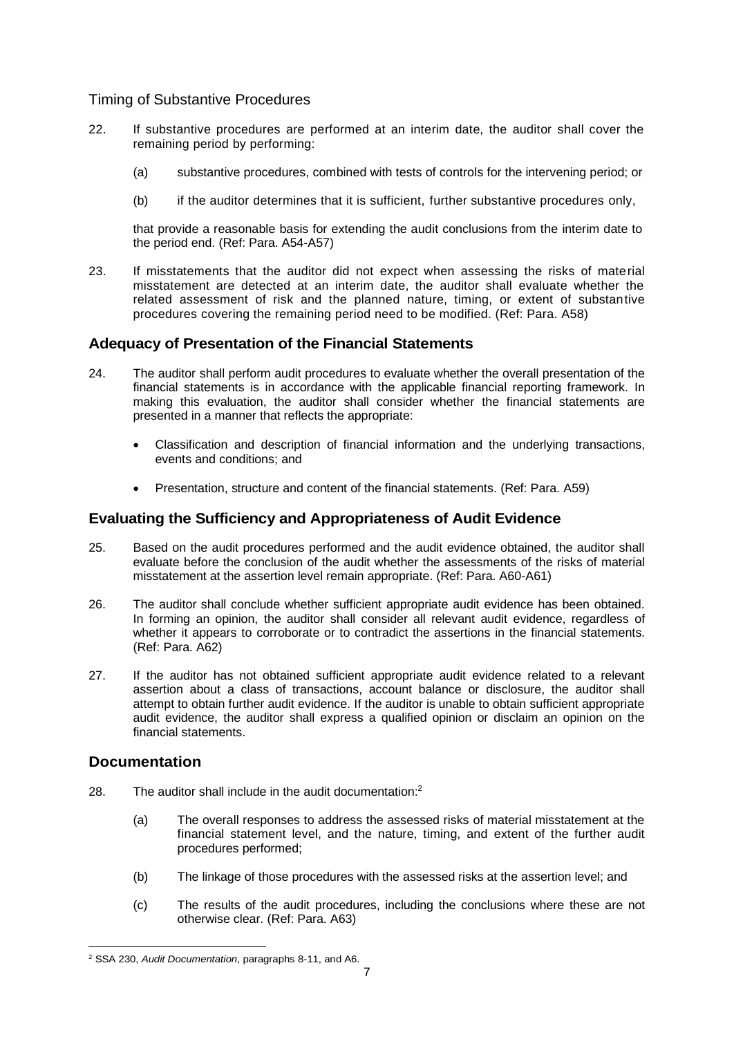### Timing of Substantive Procedures

22. If substantive procedures are performed at an interim date, the auditor shall cover the remaining period by performing:

    (a) substantive procedures, combined with tests of controls for the intervening period; or

    (b) if the auditor determines that it is sufficient, further substantive procedures only,

    that provide a reasonable basis for extending the audit conclusions from the interim date to the period end. (Ref: Para. A54-A57)

23. If misstatements that the auditor did not expect when assessing the risks of material misstatement are detected at an interim date, the auditor shall evaluate whether the related assessment of risk and the planned nature, timing, or extent of substantive procedures covering the remaining period need to be modified. (Ref: Para. A58)

## Adequacy of Presentation of the Financial Statements

24. The auditor shall perform audit procedures to evaluate whether the overall presentation of the financial statements is in accordance with the applicable financial reporting framework. In making this evaluation, the auditor shall consider whether the financial statements are presented in a manner that reflects the appropriate:

    - Classification and description of financial information and the underlying transactions, events and conditions; and
    - Presentation, structure and content of the financial statements. (Ref: Para. A59)

## Evaluating the Sufficiency and Appropriateness of Audit Evidence

25. Based on the audit procedures performed and the audit evidence obtained, the auditor shall evaluate before the conclusion of the audit whether the assessments of the risks of material misstatement at the assertion level remain appropriate. (Ref: Para. A60-A61)

26. The auditor shall conclude whether sufficient appropriate audit evidence has been obtained. In forming an opinion, the auditor shall consider all relevant audit evidence, regardless of whether it appears to corroborate or to contradict the assertions in the financial statements. (Ref: Para. A62)

27. If the auditor has not obtained sufficient appropriate audit evidence related to a relevant assertion about a class of transactions, account balance or disclosure, the auditor shall attempt to obtain further audit evidence. If the auditor is unable to obtain sufficient appropriate audit evidence, the auditor shall express a qualified opinion or disclaim an opinion on the financial statements.

## Documentation

28. The auditor shall include in the audit documentation:[2]

    (a) The overall responses to address the assessed risks of material misstatement at the financial statement level, and the nature, timing, and extent of the further audit procedures performed;

    (b) The linkage of those procedures with the assessed risks at the assertion level; and

    (c) The results of the audit procedures, including the conclusions where these are not otherwise clear. (Ref: Para. A63)

[2] SSA 230, *Audit Documentation*, paragraphs 8-11, and A6.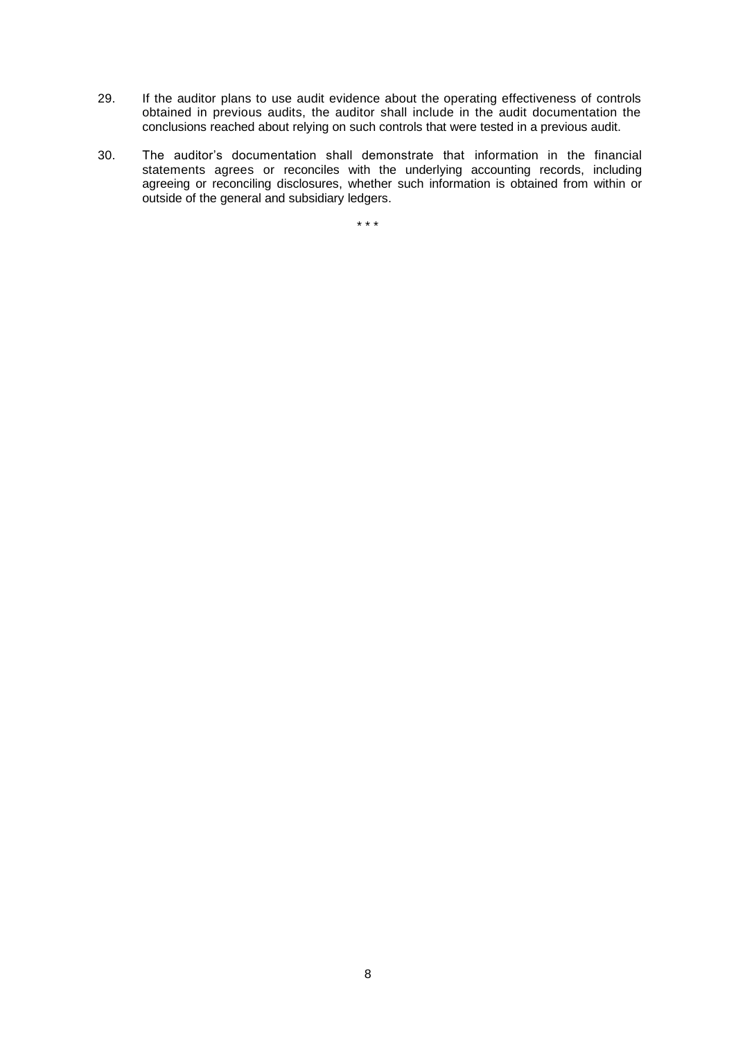29. If the auditor plans to use audit evidence about the operating effectiveness of controls obtained in previous audits, the auditor shall include in the audit documentation the conclusions reached about relying on such controls that were tested in a previous audit.

30. The auditor's documentation shall demonstrate that information in the financial statements agrees or reconciles with the underlying accounting records, including agreeing or reconciling disclosures, whether such information is obtained from within or outside of the general and subsidiary ledgers.

\* \* \*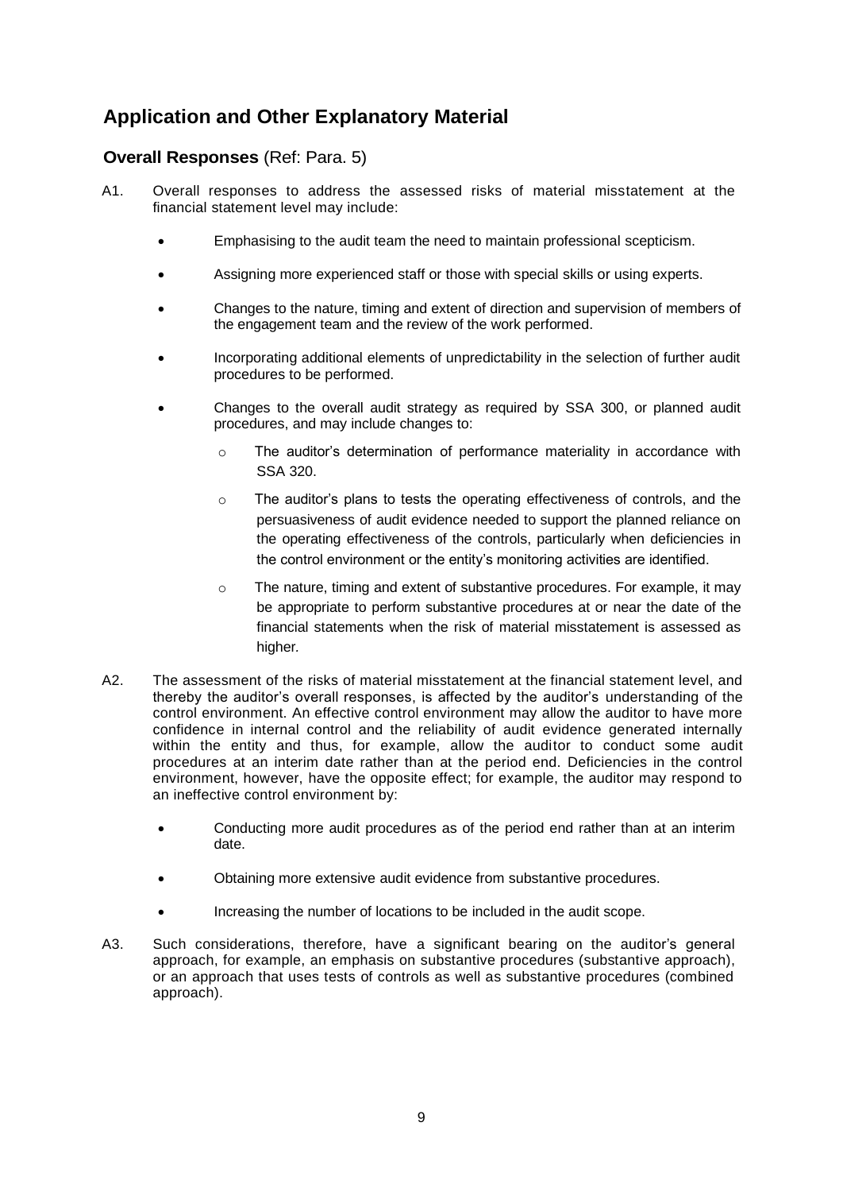## Application and Other Explanatory Material

### Overall Responses (Ref: Para. 5)

A1. Overall responses to address the assessed risks of material misstatement at the financial statement level may include:

- Emphasising to the audit team the need to maintain professional scepticism.
- Assigning more experienced staff or those with special skills or using experts.
- Changes to the nature, timing and extent of direction and supervision of members of the engagement team and the review of the work performed.
- Incorporating additional elements of unpredictability in the selection of further audit procedures to be performed.
- Changes to the overall audit strategy as required by SSA 300, or planned audit procedures, and may include changes to:
  - The auditor's determination of performance materiality in accordance with SSA 320.
  - The auditor's plans to tests the operating effectiveness of controls, and the persuasiveness of audit evidence needed to support the planned reliance on the operating effectiveness of the controls, particularly when deficiencies in the control environment or the entity's monitoring activities are identified.
  - The nature, timing and extent of substantive procedures. For example, it may be appropriate to perform substantive procedures at or near the date of the financial statements when the risk of material misstatement is assessed as higher.

A2. The assessment of the risks of material misstatement at the financial statement level, and thereby the auditor's overall responses, is affected by the auditor's understanding of the control environment. An effective control environment may allow the auditor to have more confidence in internal control and the reliability of audit evidence generated internally within the entity and thus, for example, allow the auditor to conduct some audit procedures at an interim date rather than at the period end. Deficiencies in the control environment, however, have the opposite effect; for example, the auditor may respond to an ineffective control environment by:

- Conducting more audit procedures as of the period end rather than at an interim date.
- Obtaining more extensive audit evidence from substantive procedures.
- Increasing the number of locations to be included in the audit scope.

A3. Such considerations, therefore, have a significant bearing on the auditor's general approach, for example, an emphasis on substantive procedures (substantive approach), or an approach that uses tests of controls as well as substantive procedures (combined approach).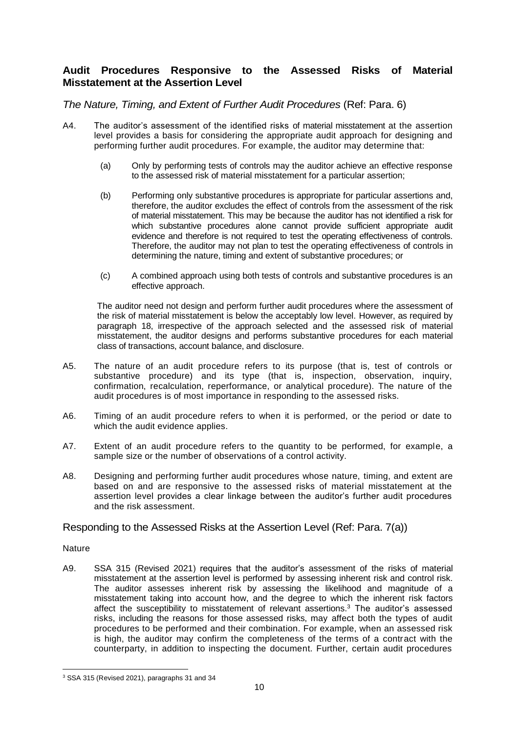## Audit Procedures Responsive to the Assessed Risks of Material Misstatement at the Assertion Level

### *The Nature, Timing, and Extent of Further Audit Procedures* (Ref: Para. 6)

A4. The auditor's assessment of the identified risks of material misstatement at the assertion level provides a basis for considering the appropriate audit approach for designing and performing further audit procedures. For example, the auditor may determine that:

(a) Only by performing tests of controls may the auditor achieve an effective response to the assessed risk of material misstatement for a particular assertion;

(b) Performing only substantive procedures is appropriate for particular assertions and, therefore, the auditor excludes the effect of controls from the assessment of the risk of material misstatement. This may be because the auditor has not identified a risk for which substantive procedures alone cannot provide sufficient appropriate audit evidence and therefore is not required to test the operating effectiveness of controls. Therefore, the auditor may not plan to test the operating effectiveness of controls in determining the nature, timing and extent of substantive procedures; or

(c) A combined approach using both tests of controls and substantive procedures is an effective approach.

The auditor need not design and perform further audit procedures where the assessment of the risk of material misstatement is below the acceptably low level. However, as required by paragraph 18, irrespective of the approach selected and the assessed risk of material misstatement, the auditor designs and performs substantive procedures for each material class of transactions, account balance, and disclosure.

A5. The nature of an audit procedure refers to its purpose (that is, test of controls or substantive procedure) and its type (that is, inspection, observation, inquiry, confirmation, recalculation, reperformance, or analytical procedure). The nature of the audit procedures is of most importance in responding to the assessed risks.

A6. Timing of an audit procedure refers to when it is performed, or the period or date to which the audit evidence applies.

A7. Extent of an audit procedure refers to the quantity to be performed, for example, a sample size or the number of observations of a control activity.

A8. Designing and performing further audit procedures whose nature, timing, and extent are based on and are responsive to the assessed risks of material misstatement at the assertion level provides a clear linkage between the auditor's further audit procedures and the risk assessment.

### Responding to the Assessed Risks at the Assertion Level (Ref: Para. 7(a))

Nature

A9. SSA 315 (Revised 2021) requires that the auditor's assessment of the risks of material misstatement at the assertion level is performed by assessing inherent risk and control risk. The auditor assesses inherent risk by assessing the likelihood and magnitude of a misstatement taking into account how, and the degree to which the inherent risk factors affect the susceptibility to misstatement of relevant assertions.[3] The auditor's assessed risks, including the reasons for those assessed risks, may affect both the types of audit procedures to be performed and their combination. For example, when an assessed risk is high, the auditor may confirm the completeness of the terms of a contract with the counterparty, in addition to inspecting the document. Further, certain audit procedures

---

[3] SSA 315 (Revised 2021), paragraphs 31 and 34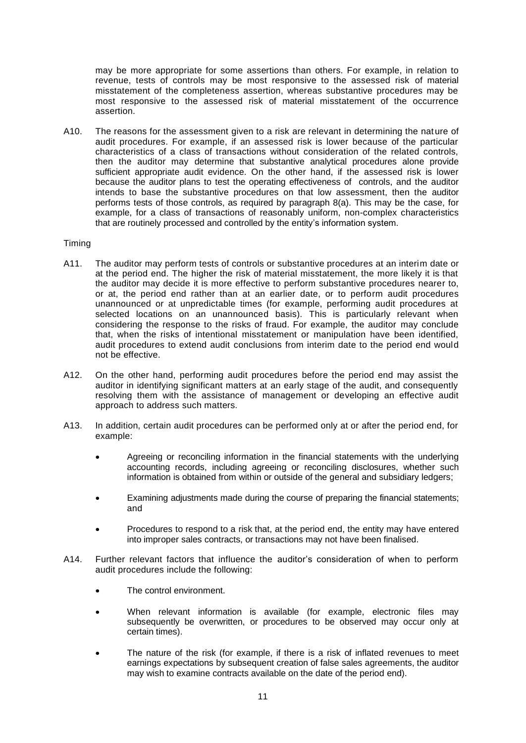may be more appropriate for some assertions than others. For example, in relation to revenue, tests of controls may be most responsive to the assessed risk of material misstatement of the completeness assertion, whereas substantive procedures may be most responsive to the assessed risk of material misstatement of the occurrence assertion.

A10. The reasons for the assessment given to a risk are relevant in determining the nature of audit procedures. For example, if an assessed risk is lower because of the particular characteristics of a class of transactions without consideration of the related controls, then the auditor may determine that substantive analytical procedures alone provide sufficient appropriate audit evidence. On the other hand, if the assessed risk is lower because the auditor plans to test the operating effectiveness of controls, and the auditor intends to base the substantive procedures on that low assessment, then the auditor performs tests of those controls, as required by paragraph 8(a). This may be the case, for example, for a class of transactions of reasonably uniform, non-complex characteristics that are routinely processed and controlled by the entity's information system.

Timing

A11. The auditor may perform tests of controls or substantive procedures at an interim date or at the period end. The higher the risk of material misstatement, the more likely it is that the auditor may decide it is more effective to perform substantive procedures nearer to, or at, the period end rather than at an earlier date, or to perform audit procedures unannounced or at unpredictable times (for example, performing audit procedures at selected locations on an unannounced basis). This is particularly relevant when considering the response to the risks of fraud. For example, the auditor may conclude that, when the risks of intentional misstatement or manipulation have been identified, audit procedures to extend audit conclusions from interim date to the period end would not be effective.

A12. On the other hand, performing audit procedures before the period end may assist the auditor in identifying significant matters at an early stage of the audit, and consequently resolving them with the assistance of management or developing an effective audit approach to address such matters.

A13. In addition, certain audit procedures can be performed only at or after the period end, for example:

- Agreeing or reconciling information in the financial statements with the underlying accounting records, including agreeing or reconciling disclosures, whether such information is obtained from within or outside of the general and subsidiary ledgers;
- Examining adjustments made during the course of preparing the financial statements; and
- Procedures to respond to a risk that, at the period end, the entity may have entered into improper sales contracts, or transactions may not have been finalised.

A14. Further relevant factors that influence the auditor's consideration of when to perform audit procedures include the following:

- The control environment.
- When relevant information is available (for example, electronic files may subsequently be overwritten, or procedures to be observed may occur only at certain times).
- The nature of the risk (for example, if there is a risk of inflated revenues to meet earnings expectations by subsequent creation of false sales agreements, the auditor may wish to examine contracts available on the date of the period end).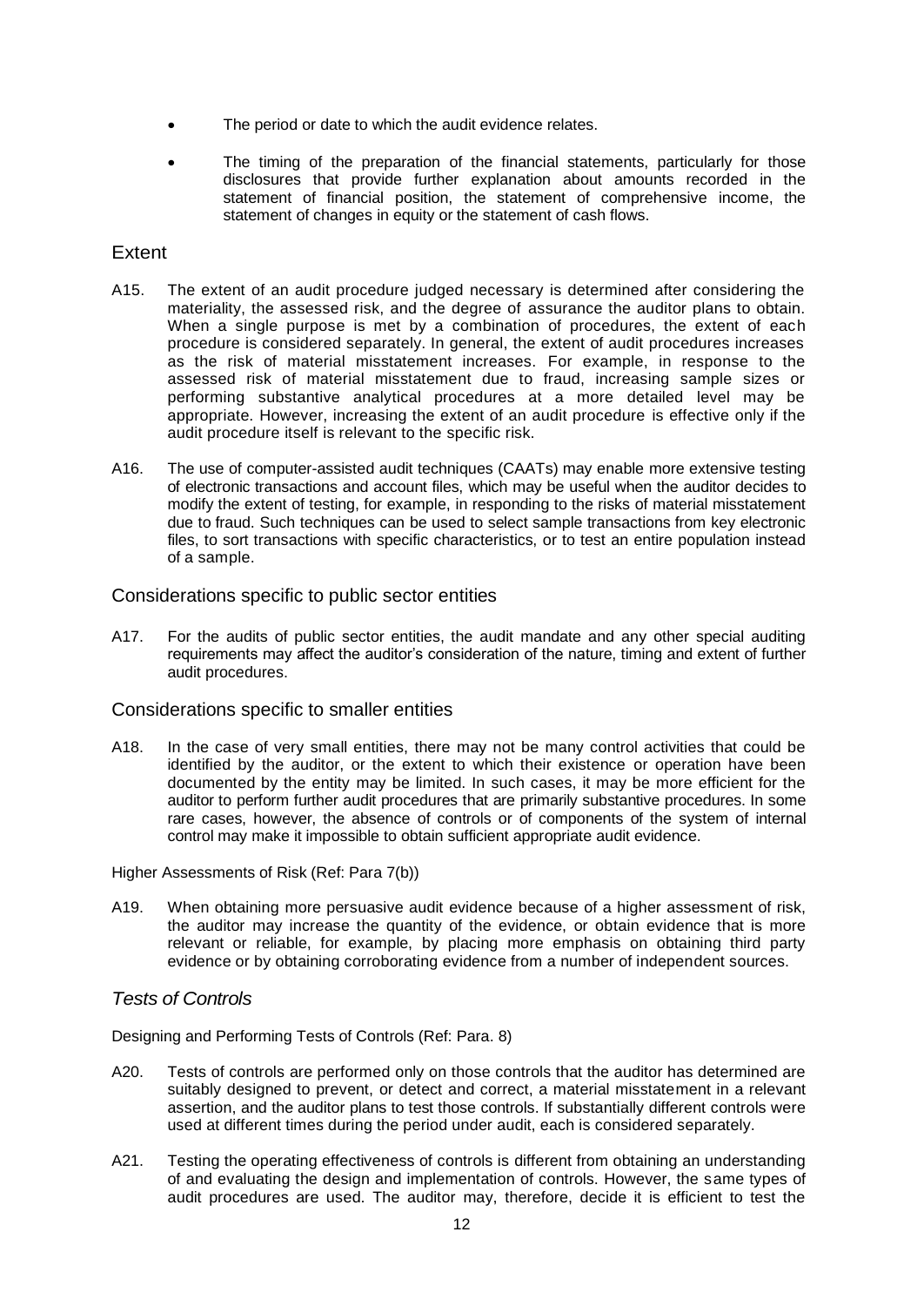- The period or date to which the audit evidence relates.
- The timing of the preparation of the financial statements, particularly for those disclosures that provide further explanation about amounts recorded in the statement of financial position, the statement of comprehensive income, the statement of changes in equity or the statement of cash flows.

## Extent

A15. The extent of an audit procedure judged necessary is determined after considering the materiality, the assessed risk, and the degree of assurance the auditor plans to obtain. When a single purpose is met by a combination of procedures, the extent of each procedure is considered separately. In general, the extent of audit procedures increases as the risk of material misstatement increases. For example, in response to the assessed risk of material misstatement due to fraud, increasing sample sizes or performing substantive analytical procedures at a more detailed level may be appropriate. However, increasing the extent of an audit procedure is effective only if the audit procedure itself is relevant to the specific risk.

A16. The use of computer-assisted audit techniques (CAATs) may enable more extensive testing of electronic transactions and account files, which may be useful when the auditor decides to modify the extent of testing, for example, in responding to the risks of material misstatement due to fraud. Such techniques can be used to select sample transactions from key electronic files, to sort transactions with specific characteristics, or to test an entire population instead of a sample.

## Considerations specific to public sector entities

A17. For the audits of public sector entities, the audit mandate and any other special auditing requirements may affect the auditor's consideration of the nature, timing and extent of further audit procedures.

## Considerations specific to smaller entities

A18. In the case of very small entities, there may not be many control activities that could be identified by the auditor, or the extent to which their existence or operation have been documented by the entity may be limited. In such cases, it may be more efficient for the auditor to perform further audit procedures that are primarily substantive procedures. In some rare cases, however, the absence of controls or of components of the system of internal control may make it impossible to obtain sufficient appropriate audit evidence.

Higher Assessments of Risk (Ref: Para 7(b))

A19. When obtaining more persuasive audit evidence because of a higher assessment of risk, the auditor may increase the quantity of the evidence, or obtain evidence that is more relevant or reliable, for example, by placing more emphasis on obtaining third party evidence or by obtaining corroborating evidence from a number of independent sources.

## *Tests of Controls*

Designing and Performing Tests of Controls (Ref: Para. 8)

A20. Tests of controls are performed only on those controls that the auditor has determined are suitably designed to prevent, or detect and correct, a material misstatement in a relevant assertion, and the auditor plans to test those controls. If substantially different controls were used at different times during the period under audit, each is considered separately.

A21. Testing the operating effectiveness of controls is different from obtaining an understanding of and evaluating the design and implementation of controls. However, the same types of audit procedures are used. The auditor may, therefore, decide it is efficient to test the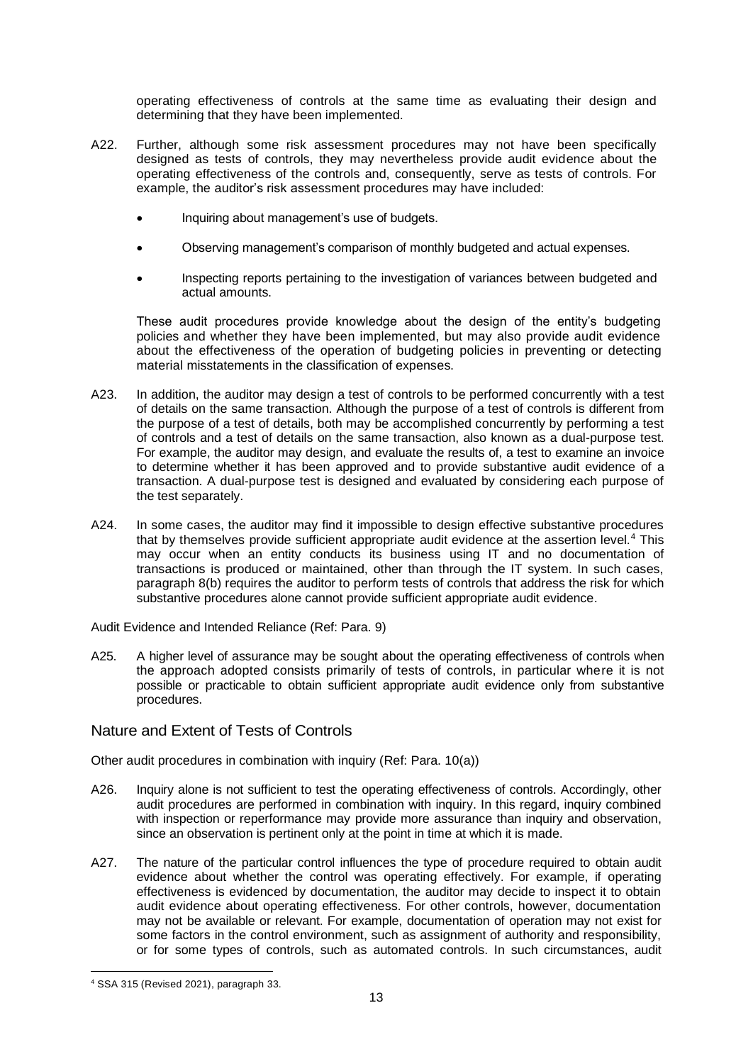operating effectiveness of controls at the same time as evaluating their design and determining that they have been implemented.

A22. Further, although some risk assessment procedures may not have been specifically designed as tests of controls, they may nevertheless provide audit evidence about the operating effectiveness of the controls and, consequently, serve as tests of controls. For example, the auditor's risk assessment procedures may have included:

- Inquiring about management's use of budgets.
- Observing management's comparison of monthly budgeted and actual expenses.
- Inspecting reports pertaining to the investigation of variances between budgeted and actual amounts.

These audit procedures provide knowledge about the design of the entity's budgeting policies and whether they have been implemented, but may also provide audit evidence about the effectiveness of the operation of budgeting policies in preventing or detecting material misstatements in the classification of expenses.

A23. In addition, the auditor may design a test of controls to be performed concurrently with a test of details on the same transaction. Although the purpose of a test of controls is different from the purpose of a test of details, both may be accomplished concurrently by performing a test of controls and a test of details on the same transaction, also known as a dual-purpose test. For example, the auditor may design, and evaluate the results of, a test to examine an invoice to determine whether it has been approved and to provide substantive audit evidence of a transaction. A dual-purpose test is designed and evaluated by considering each purpose of the test separately.

A24. In some cases, the auditor may find it impossible to design effective substantive procedures that by themselves provide sufficient appropriate audit evidence at the assertion level.[4] This may occur when an entity conducts its business using IT and no documentation of transactions is produced or maintained, other than through the IT system. In such cases, paragraph 8(b) requires the auditor to perform tests of controls that address the risk for which substantive procedures alone cannot provide sufficient appropriate audit evidence.

Audit Evidence and Intended Reliance (Ref: Para. 9)

A25. A higher level of assurance may be sought about the operating effectiveness of controls when the approach adopted consists primarily of tests of controls, in particular where it is not possible or practicable to obtain sufficient appropriate audit evidence only from substantive procedures.

## Nature and Extent of Tests of Controls

Other audit procedures in combination with inquiry (Ref: Para. 10(a))

A26. Inquiry alone is not sufficient to test the operating effectiveness of controls. Accordingly, other audit procedures are performed in combination with inquiry. In this regard, inquiry combined with inspection or reperformance may provide more assurance than inquiry and observation, since an observation is pertinent only at the point in time at which it is made.

A27. The nature of the particular control influences the type of procedure required to obtain audit evidence about whether the control was operating effectively. For example, if operating effectiveness is evidenced by documentation, the auditor may decide to inspect it to obtain audit evidence about operating effectiveness. For other controls, however, documentation may not be available or relevant. For example, documentation of operation may not exist for some factors in the control environment, such as assignment of authority and responsibility, or for some types of controls, such as automated controls. In such circumstances, audit

[4] SSA 315 (Revised 2021), paragraph 33.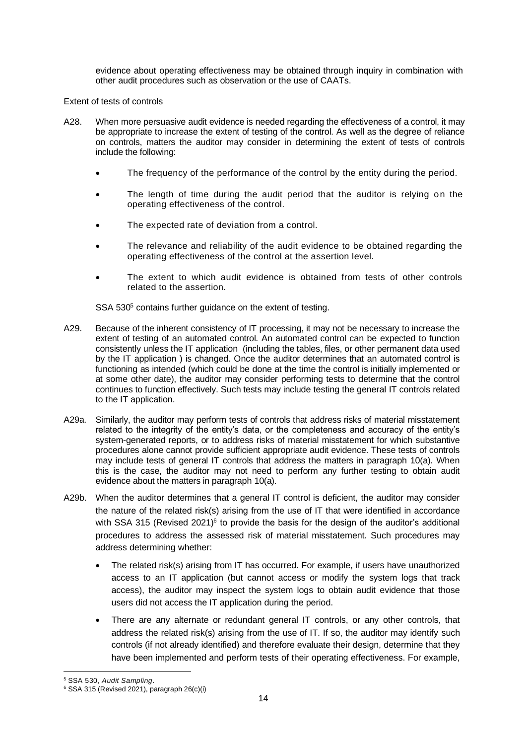evidence about operating effectiveness may be obtained through inquiry in combination with other audit procedures such as observation or the use of CAATs.

Extent of tests of controls

A28. When more persuasive audit evidence is needed regarding the effectiveness of a control, it may be appropriate to increase the extent of testing of the control. As well as the degree of reliance on controls, matters the auditor may consider in determining the extent of tests of controls include the following:

- The frequency of the performance of the control by the entity during the period.
- The length of time during the audit period that the auditor is relying on the operating effectiveness of the control.
- The expected rate of deviation from a control.
- The relevance and reliability of the audit evidence to be obtained regarding the operating effectiveness of the control at the assertion level.
- The extent to which audit evidence is obtained from tests of other controls related to the assertion.

SSA 530[5] contains further guidance on the extent of testing.

A29. Because of the inherent consistency of IT processing, it may not be necessary to increase the extent of testing of an automated control. An automated control can be expected to function consistently unless the IT application (including the tables, files, or other permanent data used by the IT application ) is changed. Once the auditor determines that an automated control is functioning as intended (which could be done at the time the control is initially implemented or at some other date), the auditor may consider performing tests to determine that the control continues to function effectively. Such tests may include testing the general IT controls related to the IT application.

A29a. Similarly, the auditor may perform tests of controls that address risks of material misstatement related to the integrity of the entity's data, or the completeness and accuracy of the entity's system-generated reports, or to address risks of material misstatement for which substantive procedures alone cannot provide sufficient appropriate audit evidence. These tests of controls may include tests of general IT controls that address the matters in paragraph 10(a). When this is the case, the auditor may not need to perform any further testing to obtain audit evidence about the matters in paragraph 10(a).

A29b. When the auditor determines that a general IT control is deficient, the auditor may consider the nature of the related risk(s) arising from the use of IT that were identified in accordance with SSA 315 (Revised 2021)[6] to provide the basis for the design of the auditor's additional procedures to address the assessed risk of material misstatement. Such procedures may address determining whether:

- The related risk(s) arising from IT has occurred. For example, if users have unauthorized access to an IT application (but cannot access or modify the system logs that track access), the auditor may inspect the system logs to obtain audit evidence that those users did not access the IT application during the period.
- There are any alternate or redundant general IT controls, or any other controls, that address the related risk(s) arising from the use of IT. If so, the auditor may identify such controls (if not already identified) and therefore evaluate their design, determine that they have been implemented and perform tests of their operating effectiveness. For example,

[5] SSA 530, *Audit Sampling*.

[6] SSA 315 (Revised 2021), paragraph 26(c)(i)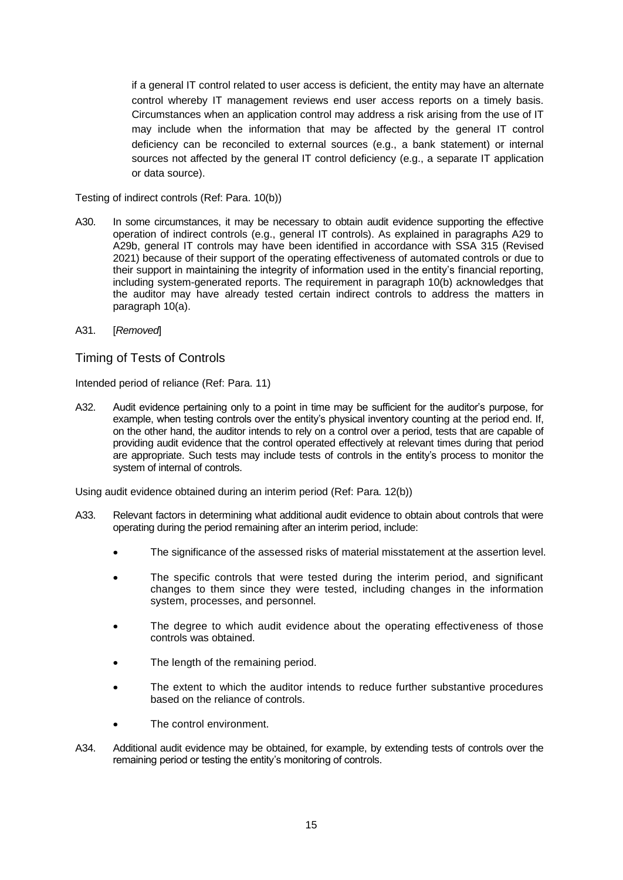if a general IT control related to user access is deficient, the entity may have an alternate control whereby IT management reviews end user access reports on a timely basis. Circumstances when an application control may address a risk arising from the use of IT may include when the information that may be affected by the general IT control deficiency can be reconciled to external sources (e.g., a bank statement) or internal sources not affected by the general IT control deficiency (e.g., a separate IT application or data source).

Testing of indirect controls (Ref: Para. 10(b))

A30. In some circumstances, it may be necessary to obtain audit evidence supporting the effective operation of indirect controls (e.g., general IT controls). As explained in paragraphs A29 to A29b, general IT controls may have been identified in accordance with SSA 315 (Revised 2021) because of their support of the operating effectiveness of automated controls or due to their support in maintaining the integrity of information used in the entity's financial reporting, including system-generated reports. The requirement in paragraph 10(b) acknowledges that the auditor may have already tested certain indirect controls to address the matters in paragraph 10(a).

A31. [*Removed*]

## Timing of Tests of Controls

Intended period of reliance (Ref: Para. 11)

A32. Audit evidence pertaining only to a point in time may be sufficient for the auditor's purpose, for example, when testing controls over the entity's physical inventory counting at the period end. If, on the other hand, the auditor intends to rely on a control over a period, tests that are capable of providing audit evidence that the control operated effectively at relevant times during that period are appropriate. Such tests may include tests of controls in the entity's process to monitor the system of internal of controls.

Using audit evidence obtained during an interim period (Ref: Para. 12(b))

A33. Relevant factors in determining what additional audit evidence to obtain about controls that were operating during the period remaining after an interim period, include:

- The significance of the assessed risks of material misstatement at the assertion level.
- The specific controls that were tested during the interim period, and significant changes to them since they were tested, including changes in the information system, processes, and personnel.
- The degree to which audit evidence about the operating effectiveness of those controls was obtained.
- The length of the remaining period.
- The extent to which the auditor intends to reduce further substantive procedures based on the reliance of controls.
- The control environment.

A34. Additional audit evidence may be obtained, for example, by extending tests of controls over the remaining period or testing the entity's monitoring of controls.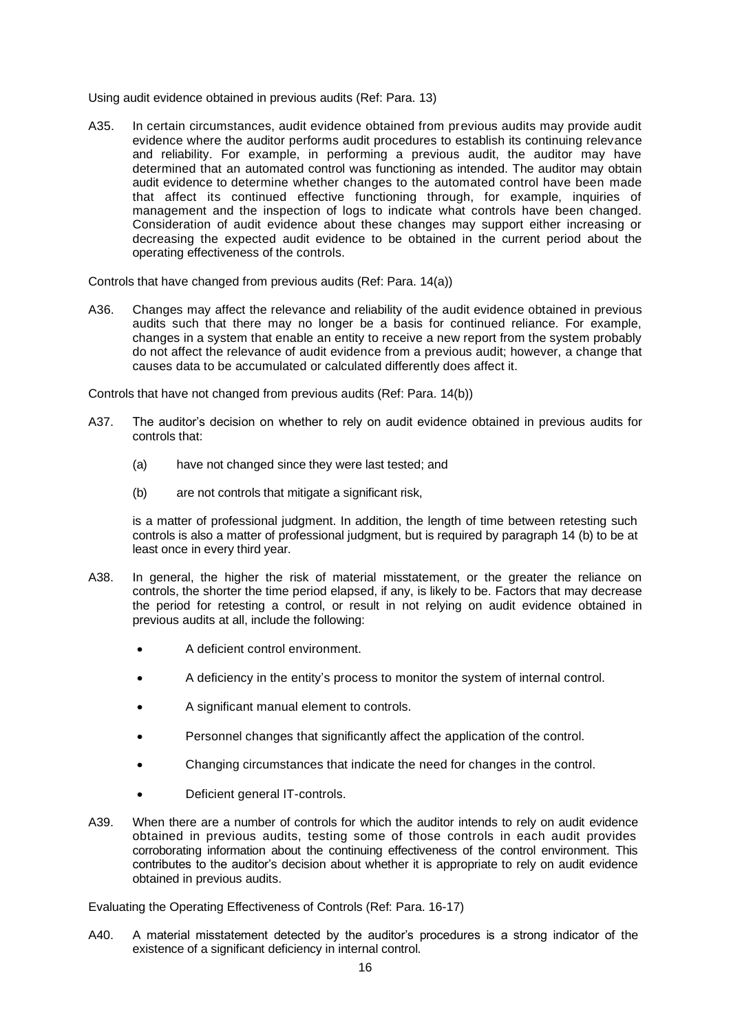Using audit evidence obtained in previous audits (Ref: Para. 13)

A35. In certain circumstances, audit evidence obtained from previous audits may provide audit evidence where the auditor performs audit procedures to establish its continuing relevance and reliability. For example, in performing a previous audit, the auditor may have determined that an automated control was functioning as intended. The auditor may obtain audit evidence to determine whether changes to the automated control have been made that affect its continued effective functioning through, for example, inquiries of management and the inspection of logs to indicate what controls have been changed. Consideration of audit evidence about these changes may support either increasing or decreasing the expected audit evidence to be obtained in the current period about the operating effectiveness of the controls.

Controls that have changed from previous audits (Ref: Para. 14(a))

A36. Changes may affect the relevance and reliability of the audit evidence obtained in previous audits such that there may no longer be a basis for continued reliance. For example, changes in a system that enable an entity to receive a new report from the system probably do not affect the relevance of audit evidence from a previous audit; however, a change that causes data to be accumulated or calculated differently does affect it.

Controls that have not changed from previous audits (Ref: Para. 14(b))

A37. The auditor's decision on whether to rely on audit evidence obtained in previous audits for controls that:

(a) have not changed since they were last tested; and

(b) are not controls that mitigate a significant risk,

is a matter of professional judgment. In addition, the length of time between retesting such controls is also a matter of professional judgment, but is required by paragraph 14 (b) to be at least once in every third year.

A38. In general, the higher the risk of material misstatement, or the greater the reliance on controls, the shorter the time period elapsed, if any, is likely to be. Factors that may decrease the period for retesting a control, or result in not relying on audit evidence obtained in previous audits at all, include the following:

- A deficient control environment.
- A deficiency in the entity's process to monitor the system of internal control.
- A significant manual element to controls.
- Personnel changes that significantly affect the application of the control.
- Changing circumstances that indicate the need for changes in the control.
- Deficient general IT-controls.

A39. When there are a number of controls for which the auditor intends to rely on audit evidence obtained in previous audits, testing some of those controls in each audit provides corroborating information about the continuing effectiveness of the control environment. This contributes to the auditor's decision about whether it is appropriate to rely on audit evidence obtained in previous audits.

Evaluating the Operating Effectiveness of Controls (Ref: Para. 16-17)

A40. A material misstatement detected by the auditor's procedures is a strong indicator of the existence of a significant deficiency in internal control.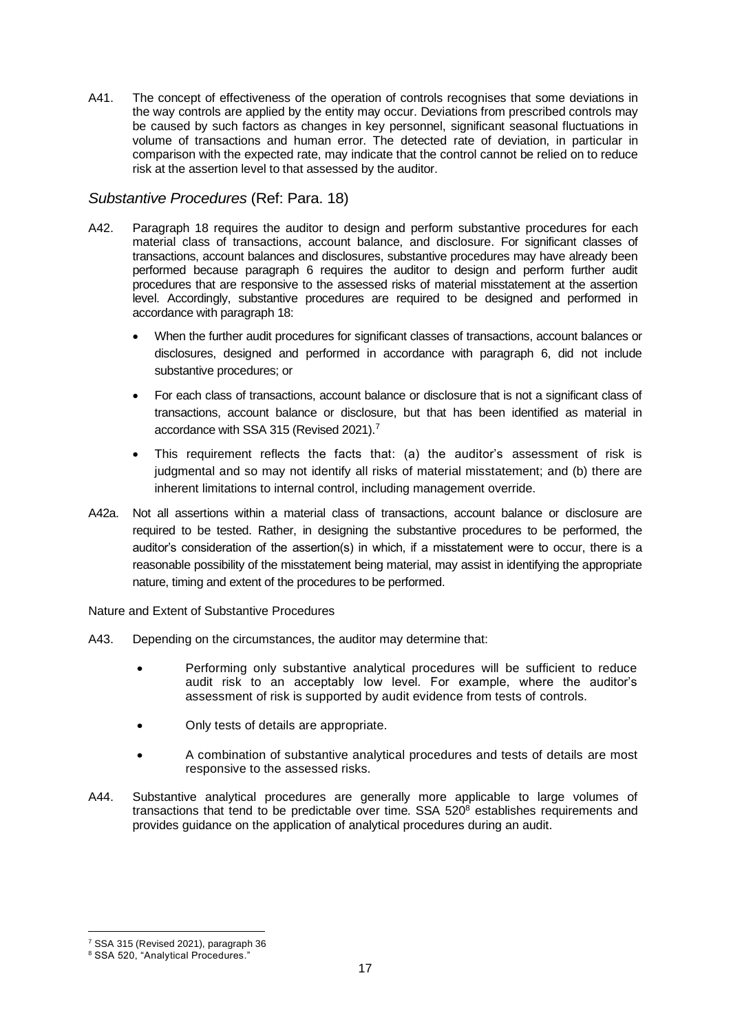A41. The concept of effectiveness of the operation of controls recognises that some deviations in the way controls are applied by the entity may occur. Deviations from prescribed controls may be caused by such factors as changes in key personnel, significant seasonal fluctuations in volume of transactions and human error. The detected rate of deviation, in particular in comparison with the expected rate, may indicate that the control cannot be relied on to reduce risk at the assertion level to that assessed by the auditor.

## *Substantive Procedures* (Ref: Para. 18)

A42. Paragraph 18 requires the auditor to design and perform substantive procedures for each material class of transactions, account balance, and disclosure. For significant classes of transactions, account balances and disclosures, substantive procedures may have already been performed because paragraph 6 requires the auditor to design and perform further audit procedures that are responsive to the assessed risks of material misstatement at the assertion level. Accordingly, substantive procedures are required to be designed and performed in accordance with paragraph 18:

- When the further audit procedures for significant classes of transactions, account balances or disclosures, designed and performed in accordance with paragraph 6, did not include substantive procedures; or
- For each class of transactions, account balance or disclosure that is not a significant class of transactions, account balance or disclosure, but that has been identified as material in accordance with SSA 315 (Revised 2021).[7]
- This requirement reflects the facts that: (a) the auditor's assessment of risk is judgmental and so may not identify all risks of material misstatement; and (b) there are inherent limitations to internal control, including management override.

A42a. Not all assertions within a material class of transactions, account balance or disclosure are required to be tested. Rather, in designing the substantive procedures to be performed, the auditor's consideration of the assertion(s) in which, if a misstatement were to occur, there is a reasonable possibility of the misstatement being material, may assist in identifying the appropriate nature, timing and extent of the procedures to be performed.

Nature and Extent of Substantive Procedures

A43. Depending on the circumstances, the auditor may determine that:

- Performing only substantive analytical procedures will be sufficient to reduce audit risk to an acceptably low level. For example, where the auditor's assessment of risk is supported by audit evidence from tests of controls.
- Only tests of details are appropriate.
- A combination of substantive analytical procedures and tests of details are most responsive to the assessed risks.

A44. Substantive analytical procedures are generally more applicable to large volumes of transactions that tend to be predictable over time. SSA 520[8] establishes requirements and provides guidance on the application of analytical procedures during an audit.

---

[7] SSA 315 (Revised 2021), paragraph 36

[8] SSA 520, "Analytical Procedures."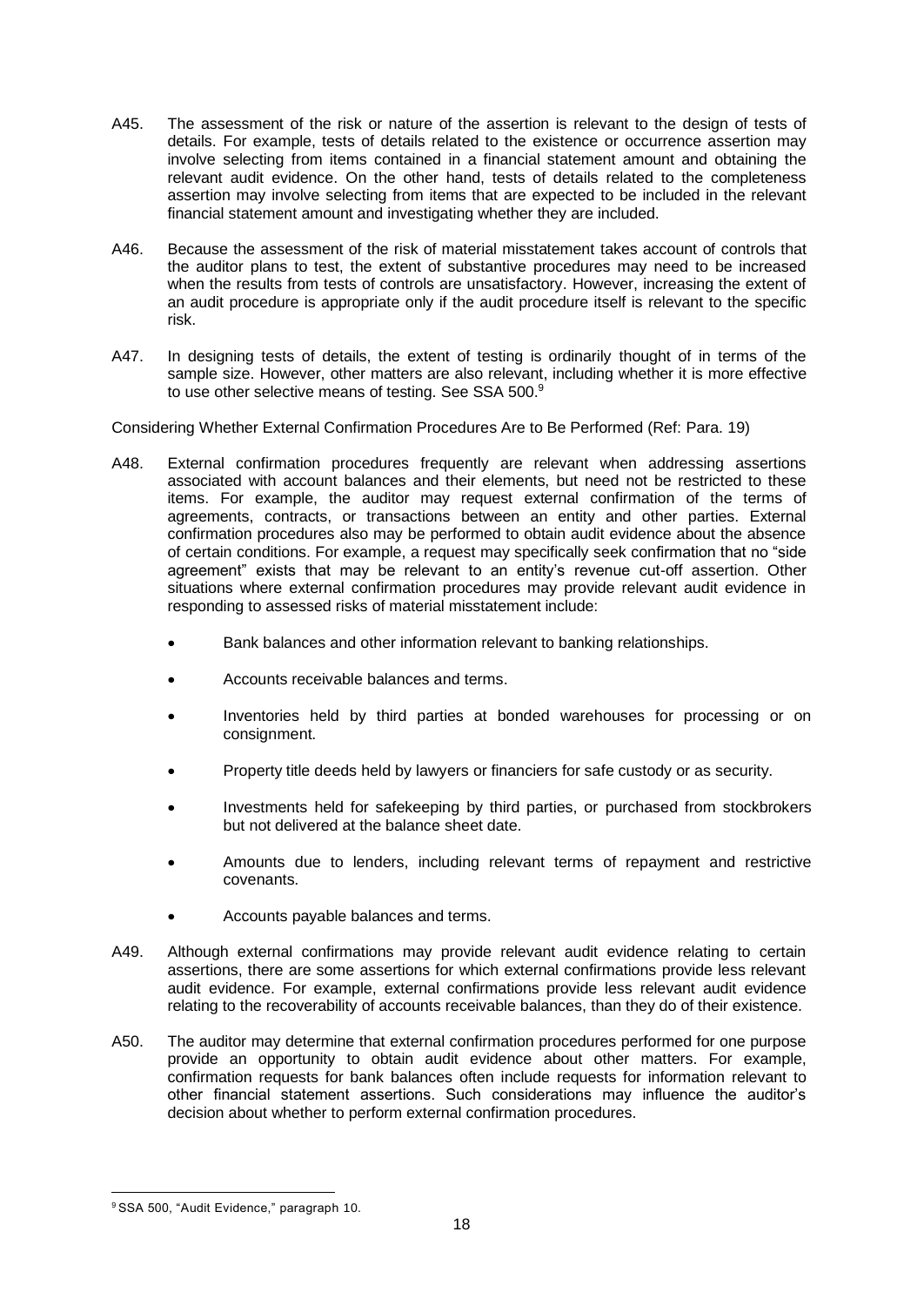A45. The assessment of the risk or nature of the assertion is relevant to the design of tests of details. For example, tests of details related to the existence or occurrence assertion may involve selecting from items contained in a financial statement amount and obtaining the relevant audit evidence. On the other hand, tests of details related to the completeness assertion may involve selecting from items that are expected to be included in the relevant financial statement amount and investigating whether they are included.

A46. Because the assessment of the risk of material misstatement takes account of controls that the auditor plans to test, the extent of substantive procedures may need to be increased when the results from tests of controls are unsatisfactory. However, increasing the extent of an audit procedure is appropriate only if the audit procedure itself is relevant to the specific risk.

A47. In designing tests of details, the extent of testing is ordinarily thought of in terms of the sample size. However, other matters are also relevant, including whether it is more effective to use other selective means of testing. See SSA 500.[9]

Considering Whether External Confirmation Procedures Are to Be Performed (Ref: Para. 19)

A48. External confirmation procedures frequently are relevant when addressing assertions associated with account balances and their elements, but need not be restricted to these items. For example, the auditor may request external confirmation of the terms of agreements, contracts, or transactions between an entity and other parties. External confirmation procedures also may be performed to obtain audit evidence about the absence of certain conditions. For example, a request may specifically seek confirmation that no "side agreement" exists that may be relevant to an entity's revenue cut-off assertion. Other situations where external confirmation procedures may provide relevant audit evidence in responding to assessed risks of material misstatement include:

- Bank balances and other information relevant to banking relationships.
- Accounts receivable balances and terms.
- Inventories held by third parties at bonded warehouses for processing or on consignment.
- Property title deeds held by lawyers or financiers for safe custody or as security.
- Investments held for safekeeping by third parties, or purchased from stockbrokers but not delivered at the balance sheet date.
- Amounts due to lenders, including relevant terms of repayment and restrictive covenants.
- Accounts payable balances and terms.

A49. Although external confirmations may provide relevant audit evidence relating to certain assertions, there are some assertions for which external confirmations provide less relevant audit evidence. For example, external confirmations provide less relevant audit evidence relating to the recoverability of accounts receivable balances, than they do of their existence.

A50. The auditor may determine that external confirmation procedures performed for one purpose provide an opportunity to obtain audit evidence about other matters. For example, confirmation requests for bank balances often include requests for information relevant to other financial statement assertions. Such considerations may influence the auditor's decision about whether to perform external confirmation procedures.

[9] SSA 500, "Audit Evidence," paragraph 10.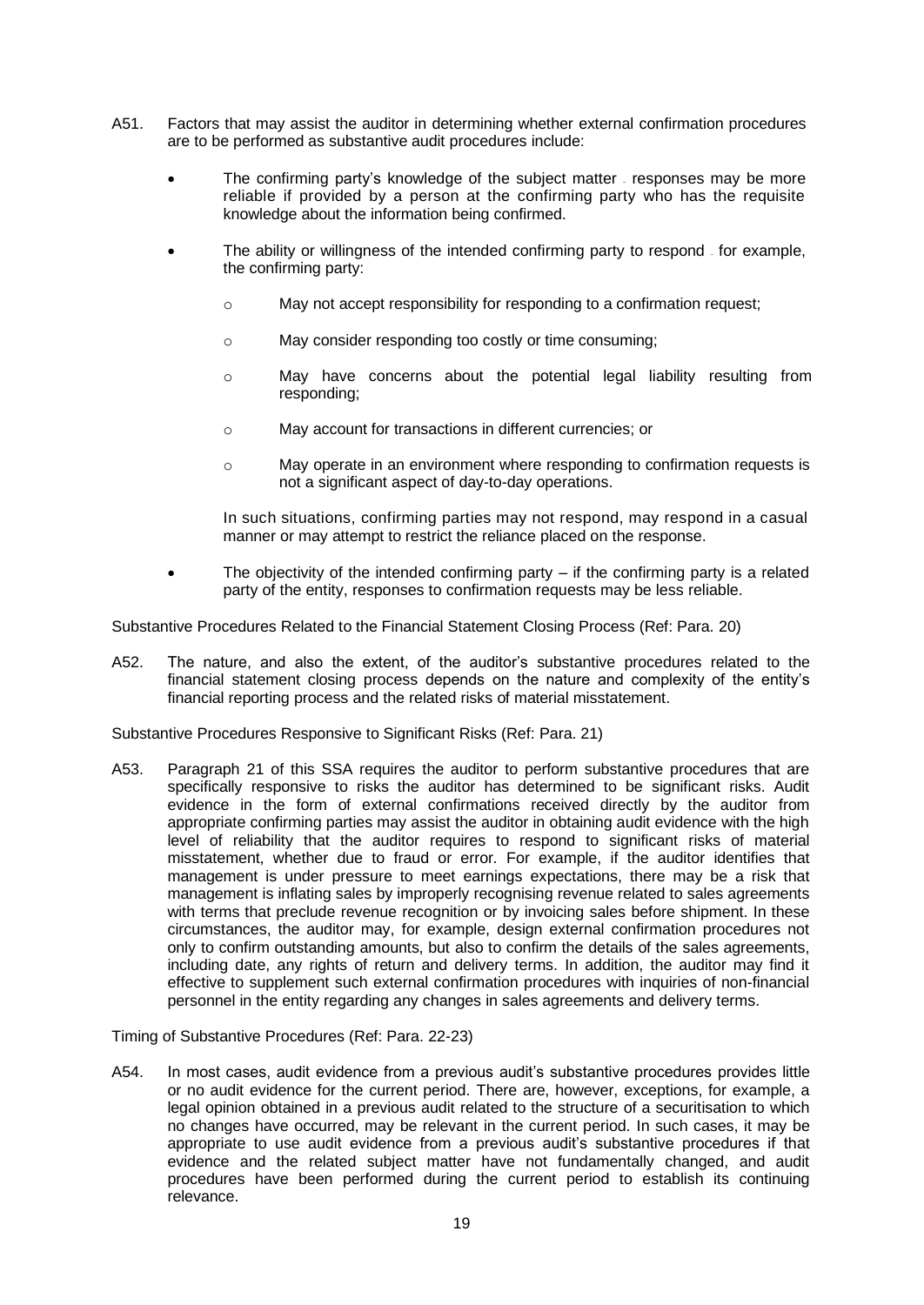A51. Factors that may assist the auditor in determining whether external confirmation procedures are to be performed as substantive audit procedures include:

- The confirming party's knowledge of the subject matter ‑ responses may be more reliable if provided by a person at the confirming party who has the requisite knowledge about the information being confirmed.
- The ability or willingness of the intended confirming party to respond ‑ for example, the confirming party:
  - May not accept responsibility for responding to a confirmation request;
  - May consider responding too costly or time consuming;
  - May have concerns about the potential legal liability resulting from responding;
  - May account for transactions in different currencies; or
  - May operate in an environment where responding to confirmation requests is not a significant aspect of day-to-day operations.

  In such situations, confirming parties may not respond, may respond in a casual manner or may attempt to restrict the reliance placed on the response.
- The objectivity of the intended confirming party – if the confirming party is a related party of the entity, responses to confirmation requests may be less reliable.

Substantive Procedures Related to the Financial Statement Closing Process (Ref: Para. 20)

A52. The nature, and also the extent, of the auditor's substantive procedures related to the financial statement closing process depends on the nature and complexity of the entity's financial reporting process and the related risks of material misstatement.

Substantive Procedures Responsive to Significant Risks (Ref: Para. 21)

A53. Paragraph 21 of this SSA requires the auditor to perform substantive procedures that are specifically responsive to risks the auditor has determined to be significant risks. Audit evidence in the form of external confirmations received directly by the auditor from appropriate confirming parties may assist the auditor in obtaining audit evidence with the high level of reliability that the auditor requires to respond to significant risks of material misstatement, whether due to fraud or error. For example, if the auditor identifies that management is under pressure to meet earnings expectations, there may be a risk that management is inflating sales by improperly recognising revenue related to sales agreements with terms that preclude revenue recognition or by invoicing sales before shipment. In these circumstances, the auditor may, for example, design external confirmation procedures not only to confirm outstanding amounts, but also to confirm the details of the sales agreements, including date, any rights of return and delivery terms. In addition, the auditor may find it effective to supplement such external confirmation procedures with inquiries of non-financial personnel in the entity regarding any changes in sales agreements and delivery terms.

Timing of Substantive Procedures (Ref: Para. 22-23)

A54. In most cases, audit evidence from a previous audit's substantive procedures provides little or no audit evidence for the current period. There are, however, exceptions, for example, a legal opinion obtained in a previous audit related to the structure of a securitisation to which no changes have occurred, may be relevant in the current period. In such cases, it may be appropriate to use audit evidence from a previous audit's substantive procedures if that evidence and the related subject matter have not fundamentally changed, and audit procedures have been performed during the current period to establish its continuing relevance.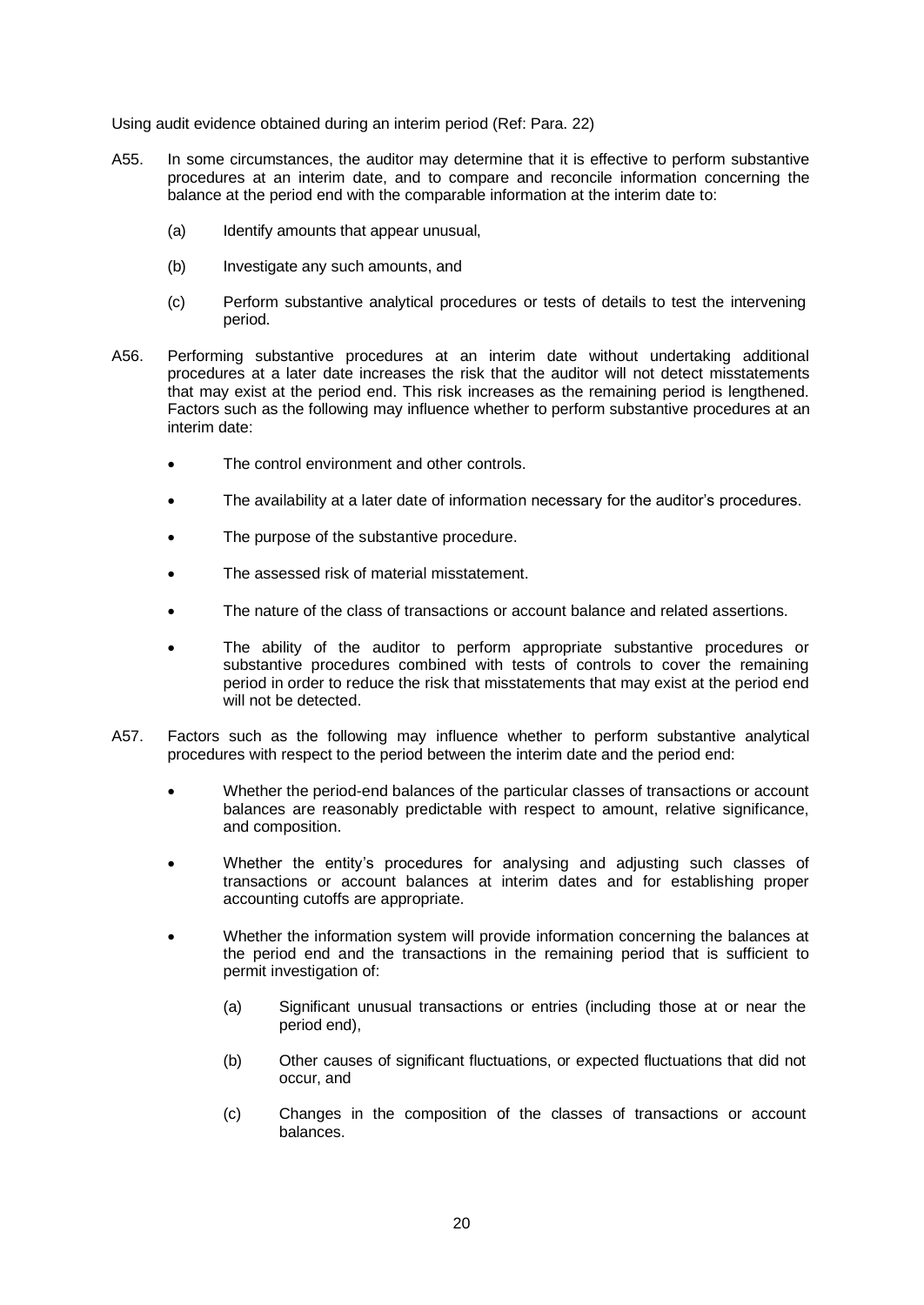Using audit evidence obtained during an interim period (Ref: Para. 22)

A55. In some circumstances, the auditor may determine that it is effective to perform substantive procedures at an interim date, and to compare and reconcile information concerning the balance at the period end with the comparable information at the interim date to:

(a) Identify amounts that appear unusual,

(b) Investigate any such amounts, and

(c) Perform substantive analytical procedures or tests of details to test the intervening period.

A56. Performing substantive procedures at an interim date without undertaking additional procedures at a later date increases the risk that the auditor will not detect misstatements that may exist at the period end. This risk increases as the remaining period is lengthened. Factors such as the following may influence whether to perform substantive procedures at an interim date:

- The control environment and other controls.
- The availability at a later date of information necessary for the auditor's procedures.
- The purpose of the substantive procedure.
- The assessed risk of material misstatement.
- The nature of the class of transactions or account balance and related assertions.
- The ability of the auditor to perform appropriate substantive procedures or substantive procedures combined with tests of controls to cover the remaining period in order to reduce the risk that misstatements that may exist at the period end will not be detected.

A57. Factors such as the following may influence whether to perform substantive analytical procedures with respect to the period between the interim date and the period end:

- Whether the period-end balances of the particular classes of transactions or account balances are reasonably predictable with respect to amount, relative significance, and composition.
- Whether the entity's procedures for analysing and adjusting such classes of transactions or account balances at interim dates and for establishing proper accounting cutoffs are appropriate.
- Whether the information system will provide information concerning the balances at the period end and the transactions in the remaining period that is sufficient to permit investigation of:

  (a) Significant unusual transactions or entries (including those at or near the period end),

  (b) Other causes of significant fluctuations, or expected fluctuations that did not occur, and

  (c) Changes in the composition of the classes of transactions or account balances.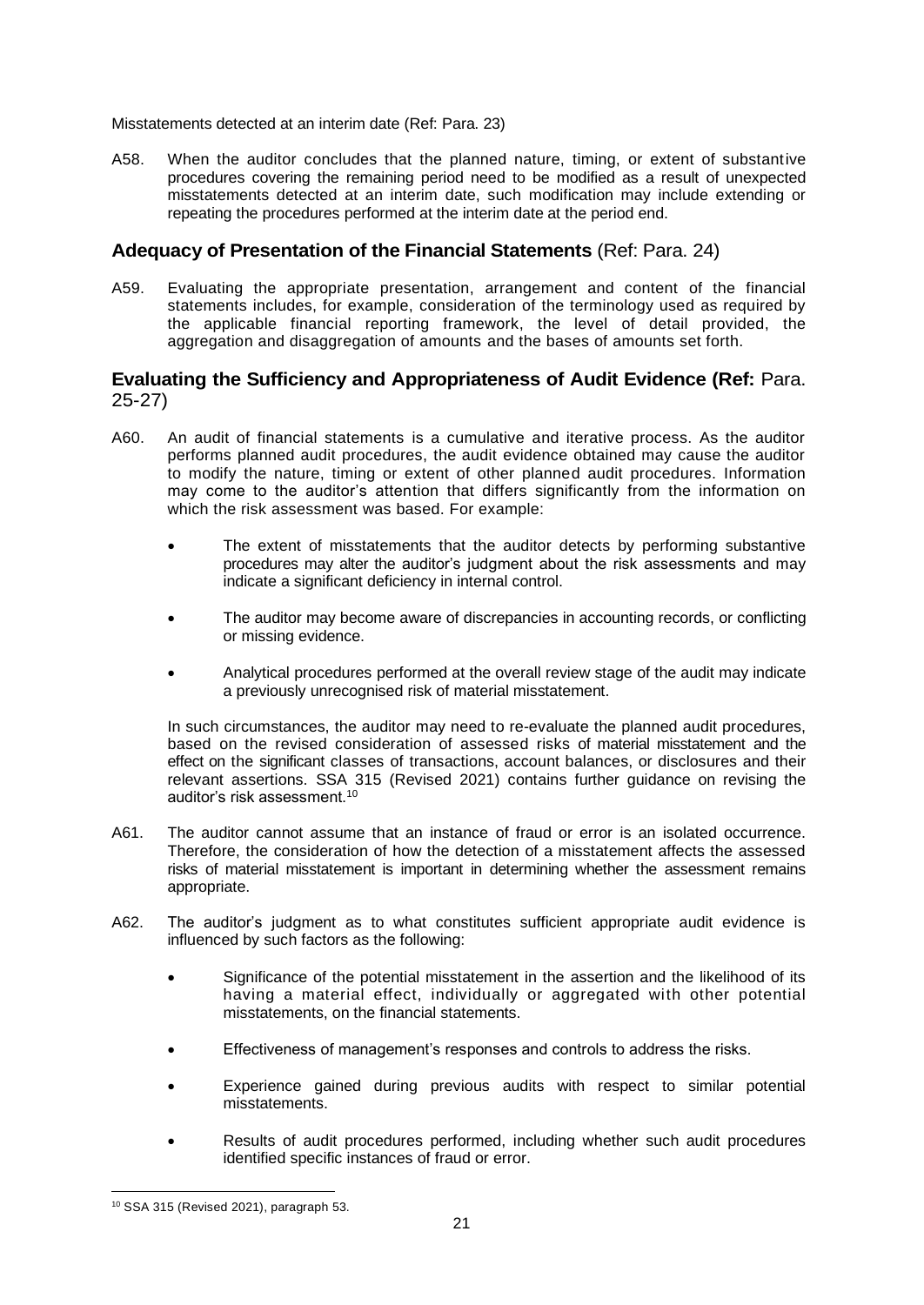Misstatements detected at an interim date (Ref: Para. 23)

A58. When the auditor concludes that the planned nature, timing, or extent of substantive procedures covering the remaining period need to be modified as a result of unexpected misstatements detected at an interim date, such modification may include extending or repeating the procedures performed at the interim date at the period end.

## Adequacy of Presentation of the Financial Statements (Ref: Para. 24)

A59. Evaluating the appropriate presentation, arrangement and content of the financial statements includes, for example, consideration of the terminology used as required by the applicable financial reporting framework, the level of detail provided, the aggregation and disaggregation of amounts and the bases of amounts set forth.

## Evaluating the Sufficiency and Appropriateness of Audit Evidence (Ref: Para. 25-27)

A60. An audit of financial statements is a cumulative and iterative process. As the auditor performs planned audit procedures, the audit evidence obtained may cause the auditor to modify the nature, timing or extent of other planned audit procedures. Information may come to the auditor's attention that differs significantly from the information on which the risk assessment was based. For example:

- The extent of misstatements that the auditor detects by performing substantive procedures may alter the auditor's judgment about the risk assessments and may indicate a significant deficiency in internal control.
- The auditor may become aware of discrepancies in accounting records, or conflicting or missing evidence.
- Analytical procedures performed at the overall review stage of the audit may indicate a previously unrecognised risk of material misstatement.

In such circumstances, the auditor may need to re-evaluate the planned audit procedures, based on the revised consideration of assessed risks of material misstatement and the effect on the significant classes of transactions, account balances, or disclosures and their relevant assertions. SSA 315 (Revised 2021) contains further guidance on revising the auditor's risk assessment.[10]

A61. The auditor cannot assume that an instance of fraud or error is an isolated occurrence. Therefore, the consideration of how the detection of a misstatement affects the assessed risks of material misstatement is important in determining whether the assessment remains appropriate.

A62. The auditor's judgment as to what constitutes sufficient appropriate audit evidence is influenced by such factors as the following:

- Significance of the potential misstatement in the assertion and the likelihood of its having a material effect, individually or aggregated with other potential misstatements, on the financial statements.
- Effectiveness of management's responses and controls to address the risks.
- Experience gained during previous audits with respect to similar potential misstatements.
- Results of audit procedures performed, including whether such audit procedures identified specific instances of fraud or error.

[10] SSA 315 (Revised 2021), paragraph 53.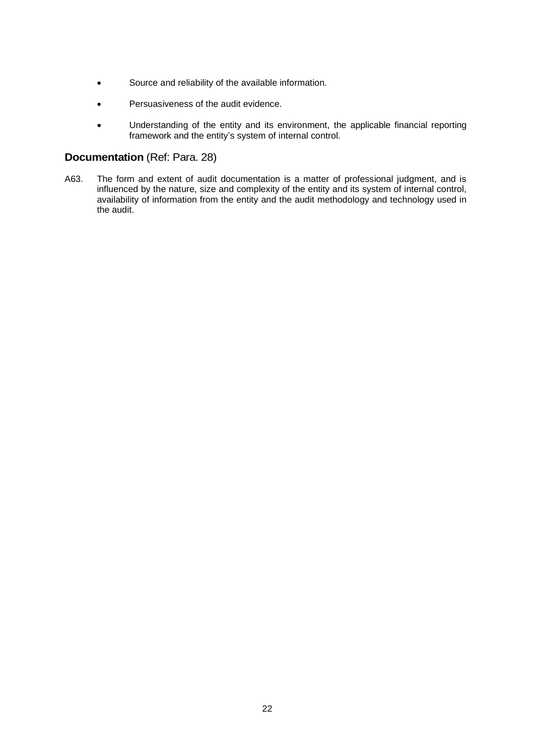- Source and reliability of the available information.
- Persuasiveness of the audit evidence.
- Understanding of the entity and its environment, the applicable financial reporting framework and the entity's system of internal control.

## **Documentation** (Ref: Para. 28)

A63. The form and extent of audit documentation is a matter of professional judgment, and is influenced by the nature, size and complexity of the entity and its system of internal control, availability of information from the entity and the audit methodology and technology used in the audit.